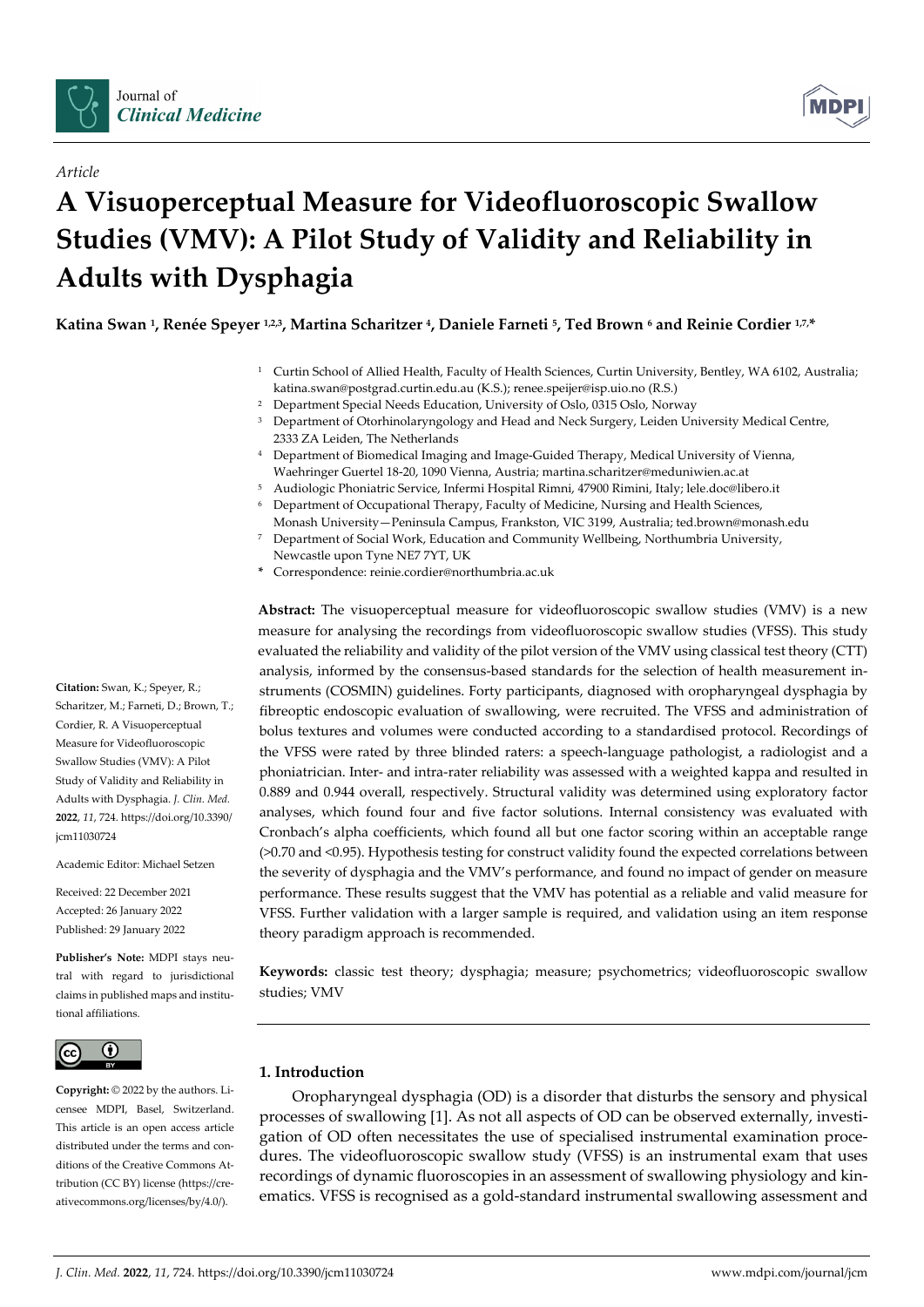*Article*

# A Visuoperceptual Measure for Videofluoroscopic Swallow Studies (VMV): A Pilot Study of Validity and Reliability in Adults with Dysphagia

**Katina Swan [1], Renée Speyer [1,2,3], Martina Scharitzer [4], Daniele Farneti [5], Ted Brown [6] and Reinie Cordier [1,7,*]**

1. Curtin School of Allied Health, Faculty of Health Sciences, Curtin University, Bentley, WA 6102, Australia; katina.swan@postgrad.curtin.edu.au (K.S.); renee.speijer@isp.uio.no (R.S.)
2. Department Special Needs Education, University of Oslo, 0315 Oslo, Norway
3. Department of Otorhinolaryngology and Head and Neck Surgery, Leiden University Medical Centre, 2333 ZA Leiden, The Netherlands
4. Department of Biomedical Imaging and Image-Guided Therapy, Medical University of Vienna, Waehringer Guertel 18-20, 1090 Vienna, Austria; martina.scharitzer@meduniwien.ac.at
5. Audiologic Phoniatric Service, Infermi Hospital Rimni, 47900 Rimini, Italy; lele.doc@libero.it
6. Department of Occupational Therapy, Faculty of Medicine, Nursing and Health Sciences, Monash University—Peninsula Campus, Frankston, VIC 3199, Australia; ted.brown@monash.edu
7. Department of Social Work, Education and Community Wellbeing, Northumbria University, Newcastle upon Tyne NE7 7YT, UK

\* Correspondence: reinie.cordier@northumbria.ac.uk

**Abstract:** The visuoperceptual measure for videofluoroscopic swallow studies (VMV) is a new measure for analysing the recordings from videofluoroscopic swallow studies (VFSS). This study evaluated the reliability and validity of the pilot version of the VMV using classical test theory (CTT) analysis, informed by the consensus-based standards for the selection of health measurement instruments (COSMIN) guidelines. Forty participants, diagnosed with oropharyngeal dysphagia by fibreoptic endoscopic evaluation of swallowing, were recruited. The VFSS and administration of bolus textures and volumes were conducted according to a standardised protocol. Recordings of the VFSS were rated by three blinded raters: a speech-language pathologist, a radiologist and a phoniatrician. Inter- and intra-rater reliability was assessed with a weighted kappa and resulted in 0.889 and 0.944 overall, respectively. Structural validity was determined using exploratory factor analyses, which found four and five factor solutions. Internal consistency was evaluated with Cronbach's alpha coefficients, which found all but one factor scoring within an acceptable range (>0.70 and <0.95). Hypothesis testing for construct validity found the expected correlations between the severity of dysphagia and the VMV's performance, and found no impact of gender on measure performance. These results suggest that the VMV has potential as a reliable and valid measure for VFSS. Further validation with a larger sample is required, and validation using an item response theory paradigm approach is recommended.

**Keywords:** classic test theory; dysphagia; measure; psychometrics; videofluoroscopic swallow studies; VMV

**Citation:** Swan, K.; Speyer, R.; Scharitzer, M.; Farneti, D.; Brown, T.; Cordier, R. A Visuoperceptual Measure for Videofluoroscopic Swallow Studies (VMV): A Pilot Study of Validity and Reliability in Adults with Dysphagia. *J. Clin. Med.* **2022**, *11*, 724. https://doi.org/10.3390/jcm11030724

Academic Editor: Michael Setzen

Received: 22 December 2021
Accepted: 26 January 2022
Published: 29 January 2022

**Publisher's Note:** MDPI stays neutral with regard to jurisdictional claims in published maps and institutional affiliations.

**Copyright:** © 2022 by the authors. Licensee MDPI, Basel, Switzerland. This article is an open access article distributed under the terms and conditions of the Creative Commons Attribution (CC BY) license (https://creativecommons.org/licenses/by/4.0/).

## 1. Introduction

Oropharyngeal dysphagia (OD) is a disorder that disturbs the sensory and physical processes of swallowing [1]. As not all aspects of OD can be observed externally, investigation of OD often necessitates the use of specialised instrumental examination procedures. The videofluoroscopic swallow study (VFSS) is an instrumental exam that uses recordings of dynamic fluoroscopies in an assessment of swallowing physiology and kinematics. VFSS is recognised as a gold-standard instrumental swallowing assessment and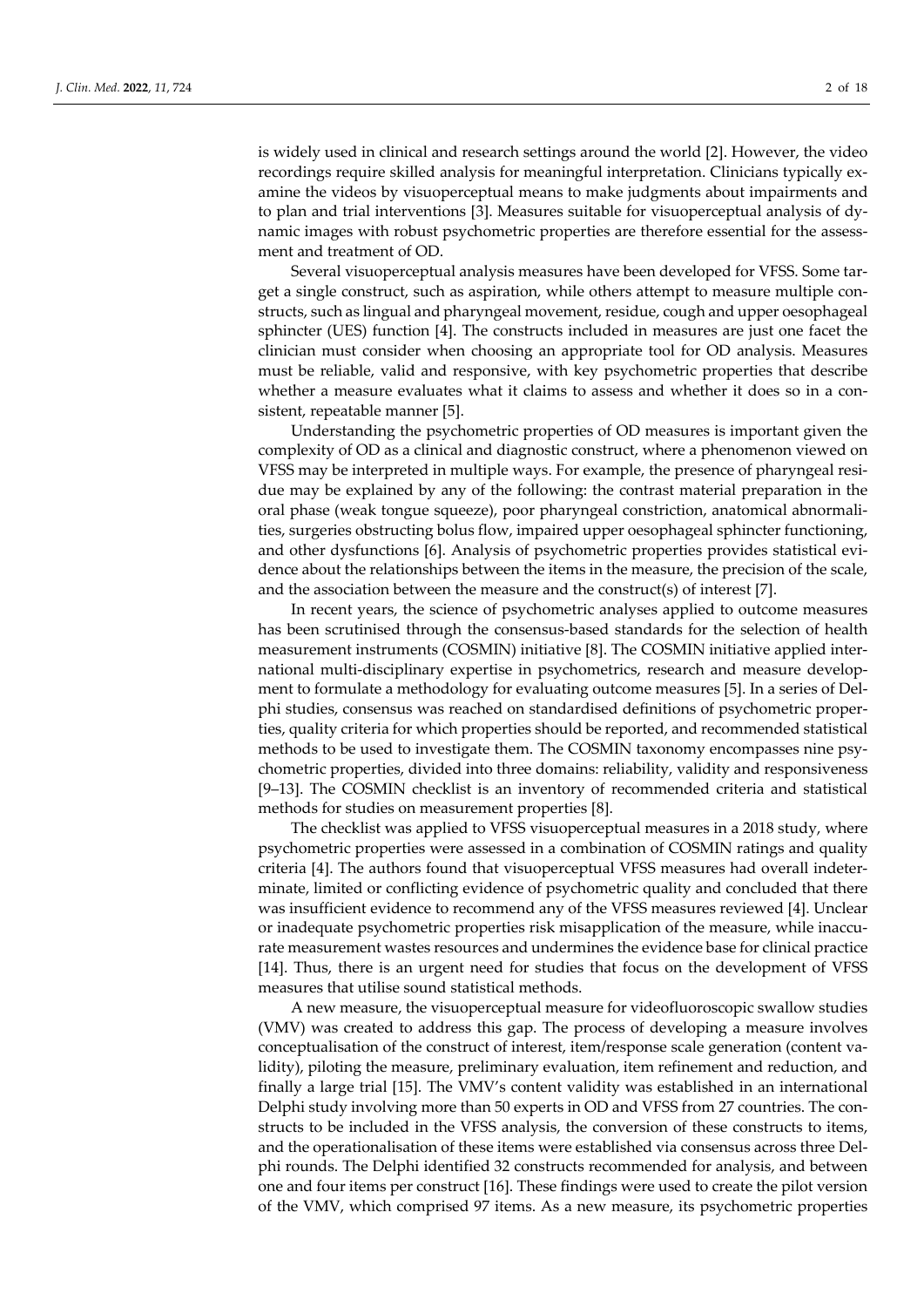is widely used in clinical and research settings around the world [2]. However, the video recordings require skilled analysis for meaningful interpretation. Clinicians typically examine the videos by visuoperceptual means to make judgments about impairments and to plan and trial interventions [3]. Measures suitable for visuoperceptual analysis of dynamic images with robust psychometric properties are therefore essential for the assessment and treatment of OD.

Several visuoperceptual analysis measures have been developed for VFSS. Some target a single construct, such as aspiration, while others attempt to measure multiple constructs, such as lingual and pharyngeal movement, residue, cough and upper oesophageal sphincter (UES) function [4]. The constructs included in measures are just one facet the clinician must consider when choosing an appropriate tool for OD analysis. Measures must be reliable, valid and responsive, with key psychometric properties that describe whether a measure evaluates what it claims to assess and whether it does so in a consistent, repeatable manner [5].

Understanding the psychometric properties of OD measures is important given the complexity of OD as a clinical and diagnostic construct, where a phenomenon viewed on VFSS may be interpreted in multiple ways. For example, the presence of pharyngeal residue may be explained by any of the following: the contrast material preparation in the oral phase (weak tongue squeeze), poor pharyngeal constriction, anatomical abnormalities, surgeries obstructing bolus flow, impaired upper oesophageal sphincter functioning, and other dysfunctions [6]. Analysis of psychometric properties provides statistical evidence about the relationships between the items in the measure, the precision of the scale, and the association between the measure and the construct(s) of interest [7].

In recent years, the science of psychometric analyses applied to outcome measures has been scrutinised through the consensus-based standards for the selection of health measurement instruments (COSMIN) initiative [8]. The COSMIN initiative applied international multi-disciplinary expertise in psychometrics, research and measure development to formulate a methodology for evaluating outcome measures [5]. In a series of Delphi studies, consensus was reached on standardised definitions of psychometric properties, quality criteria for which properties should be reported, and recommended statistical methods to be used to investigate them. The COSMIN taxonomy encompasses nine psychometric properties, divided into three domains: reliability, validity and responsiveness [9–13]. The COSMIN checklist is an inventory of recommended criteria and statistical methods for studies on measurement properties [8].

The checklist was applied to VFSS visuoperceptual measures in a 2018 study, where psychometric properties were assessed in a combination of COSMIN ratings and quality criteria [4]. The authors found that visuoperceptual VFSS measures had overall indeterminate, limited or conflicting evidence of psychometric quality and concluded that there was insufficient evidence to recommend any of the VFSS measures reviewed [4]. Unclear or inadequate psychometric properties risk misapplication of the measure, while inaccurate measurement wastes resources and undermines the evidence base for clinical practice [14]. Thus, there is an urgent need for studies that focus on the development of VFSS measures that utilise sound statistical methods.

A new measure, the visuoperceptual measure for videofluoroscopic swallow studies (VMV) was created to address this gap. The process of developing a measure involves conceptualisation of the construct of interest, item/response scale generation (content validity), piloting the measure, preliminary evaluation, item refinement and reduction, and finally a large trial [15]. The VMV's content validity was established in an international Delphi study involving more than 50 experts in OD and VFSS from 27 countries. The constructs to be included in the VFSS analysis, the conversion of these constructs to items, and the operationalisation of these items were established via consensus across three Delphi rounds. The Delphi identified 32 constructs recommended for analysis, and between one and four items per construct [16]. These findings were used to create the pilot version of the VMV, which comprised 97 items. As a new measure, its psychometric properties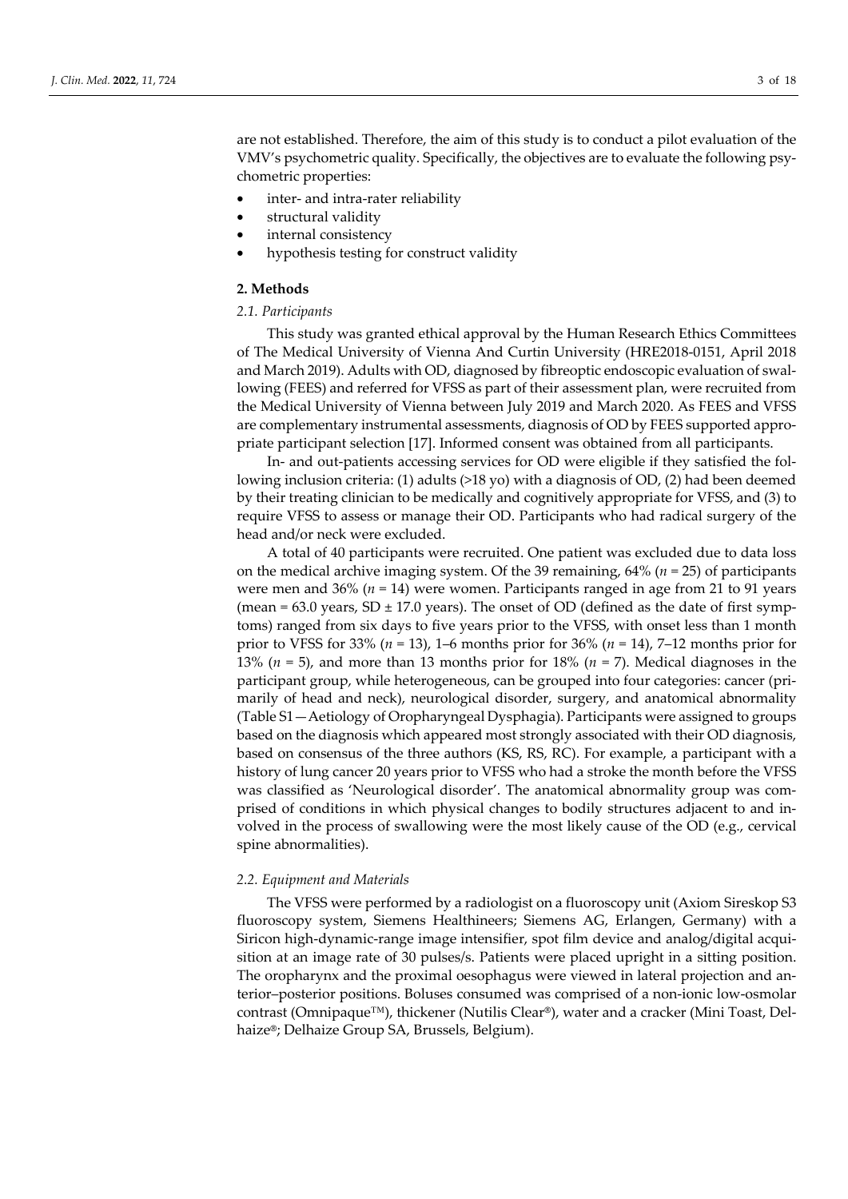are not established. Therefore, the aim of this study is to conduct a pilot evaluation of the VMV's psychometric quality. Specifically, the objectives are to evaluate the following psychometric properties:

- inter- and intra-rater reliability
- structural validity
- internal consistency
- hypothesis testing for construct validity

## 2. Methods

### *2.1. Participants*

This study was granted ethical approval by the Human Research Ethics Committees of The Medical University of Vienna And Curtin University (HRE2018-0151, April 2018 and March 2019). Adults with OD, diagnosed by fibreoptic endoscopic evaluation of swallowing (FEES) and referred for VFSS as part of their assessment plan, were recruited from the Medical University of Vienna between July 2019 and March 2020. As FEES and VFSS are complementary instrumental assessments, diagnosis of OD by FEES supported appropriate participant selection [17]. Informed consent was obtained from all participants.

In- and out-patients accessing services for OD were eligible if they satisfied the following inclusion criteria: (1) adults (>18 yo) with a diagnosis of OD, (2) had been deemed by their treating clinician to be medically and cognitively appropriate for VFSS, and (3) to require VFSS to assess or manage their OD. Participants who had radical surgery of the head and/or neck were excluded.

A total of 40 participants were recruited. One patient was excluded due to data loss on the medical archive imaging system. Of the 39 remaining, 64% ($n$ = 25) of participants were men and 36% ($n$ = 14) were women. Participants ranged in age from 21 to 91 years (mean = 63.0 years, SD ± 17.0 years). The onset of OD (defined as the date of first symptoms) ranged from six days to five years prior to the VFSS, with onset less than 1 month prior to VFSS for 33% ($n$ = 13), 1–6 months prior for 36% ($n$ = 14), 7–12 months prior for 13% ($n$ = 5), and more than 13 months prior for 18% ($n$ = 7). Medical diagnoses in the participant group, while heterogeneous, can be grouped into four categories: cancer (primarily of head and neck), neurological disorder, surgery, and anatomical abnormality (Table S1—Aetiology of Oropharyngeal Dysphagia). Participants were assigned to groups based on the diagnosis which appeared most strongly associated with their OD diagnosis, based on consensus of the three authors (KS, RS, RC). For example, a participant with a history of lung cancer 20 years prior to VFSS who had a stroke the month before the VFSS was classified as 'Neurological disorder'. The anatomical abnormality group was comprised of conditions in which physical changes to bodily structures adjacent to and involved in the process of swallowing were the most likely cause of the OD (e.g., cervical spine abnormalities).

### *2.2. Equipment and Materials*

The VFSS were performed by a radiologist on a fluoroscopy unit (Axiom Sireskop S3 fluoroscopy system, Siemens Healthineers; Siemens AG, Erlangen, Germany) with a Siricon high-dynamic-range image intensifier, spot film device and analog/digital acquisition at an image rate of 30 pulses/s. Patients were placed upright in a sitting position. The oropharynx and the proximal oesophagus were viewed in lateral projection and anterior–posterior positions. Boluses consumed was comprised of a non-ionic low-osmolar contrast (Omnipaque™), thickener (Nutilis Clear®), water and a cracker (Mini Toast, Delhaize®; Delhaize Group SA, Brussels, Belgium).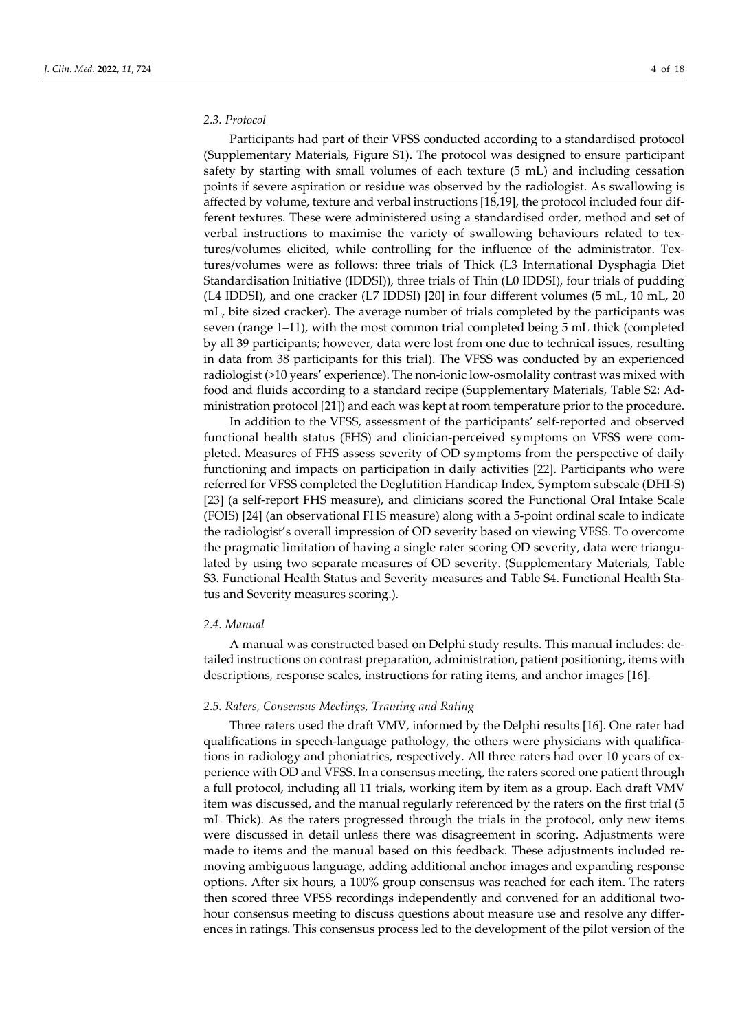### 2.3. Protocol

Participants had part of their VFSS conducted according to a standardised protocol (Supplementary Materials, Figure S1). The protocol was designed to ensure participant safety by starting with small volumes of each texture (5 mL) and including cessation points if severe aspiration or residue was observed by the radiologist. As swallowing is affected by volume, texture and verbal instructions [18,19], the protocol included four different textures. These were administered using a standardised order, method and set of verbal instructions to maximise the variety of swallowing behaviours related to textures/volumes elicited, while controlling for the influence of the administrator. Textures/volumes were as follows: three trials of Thick (L3 International Dysphagia Diet Standardisation Initiative (IDDSI)), three trials of Thin (L0 IDDSI), four trials of pudding (L4 IDDSI), and one cracker (L7 IDDSI) [20] in four different volumes (5 mL, 10 mL, 20 mL, bite sized cracker). The average number of trials completed by the participants was seven (range 1–11), with the most common trial completed being 5 mL thick (completed by all 39 participants; however, data were lost from one due to technical issues, resulting in data from 38 participants for this trial). The VFSS was conducted by an experienced radiologist (>10 years' experience). The non-ionic low-osmolality contrast was mixed with food and fluids according to a standard recipe (Supplementary Materials, Table S2: Administration protocol [21]) and each was kept at room temperature prior to the procedure.

In addition to the VFSS, assessment of the participants' self-reported and observed functional health status (FHS) and clinician-perceived symptoms on VFSS were completed. Measures of FHS assess severity of OD symptoms from the perspective of daily functioning and impacts on participation in daily activities [22]. Participants who were referred for VFSS completed the Deglutition Handicap Index, Symptom subscale (DHI-S) [23] (a self-report FHS measure), and clinicians scored the Functional Oral Intake Scale (FOIS) [24] (an observational FHS measure) along with a 5-point ordinal scale to indicate the radiologist's overall impression of OD severity based on viewing VFSS. To overcome the pragmatic limitation of having a single rater scoring OD severity, data were triangulated by using two separate measures of OD severity. (Supplementary Materials, Table S3. Functional Health Status and Severity measures and Table S4. Functional Health Status and Severity measures scoring.).

### 2.4. Manual

A manual was constructed based on Delphi study results. This manual includes: detailed instructions on contrast preparation, administration, patient positioning, items with descriptions, response scales, instructions for rating items, and anchor images [16].

### 2.5. Raters, Consensus Meetings, Training and Rating

Three raters used the draft VMV, informed by the Delphi results [16]. One rater had qualifications in speech-language pathology, the others were physicians with qualifications in radiology and phoniatrics, respectively. All three raters had over 10 years of experience with OD and VFSS. In a consensus meeting, the raters scored one patient through a full protocol, including all 11 trials, working item by item as a group. Each draft VMV item was discussed, and the manual regularly referenced by the raters on the first trial (5 mL Thick). As the raters progressed through the trials in the protocol, only new items were discussed in detail unless there was disagreement in scoring. Adjustments were made to items and the manual based on this feedback. These adjustments included removing ambiguous language, adding additional anchor images and expanding response options. After six hours, a 100% group consensus was reached for each item. The raters then scored three VFSS recordings independently and convened for an additional two-hour consensus meeting to discuss questions about measure use and resolve any differences in ratings. This consensus process led to the development of the pilot version of the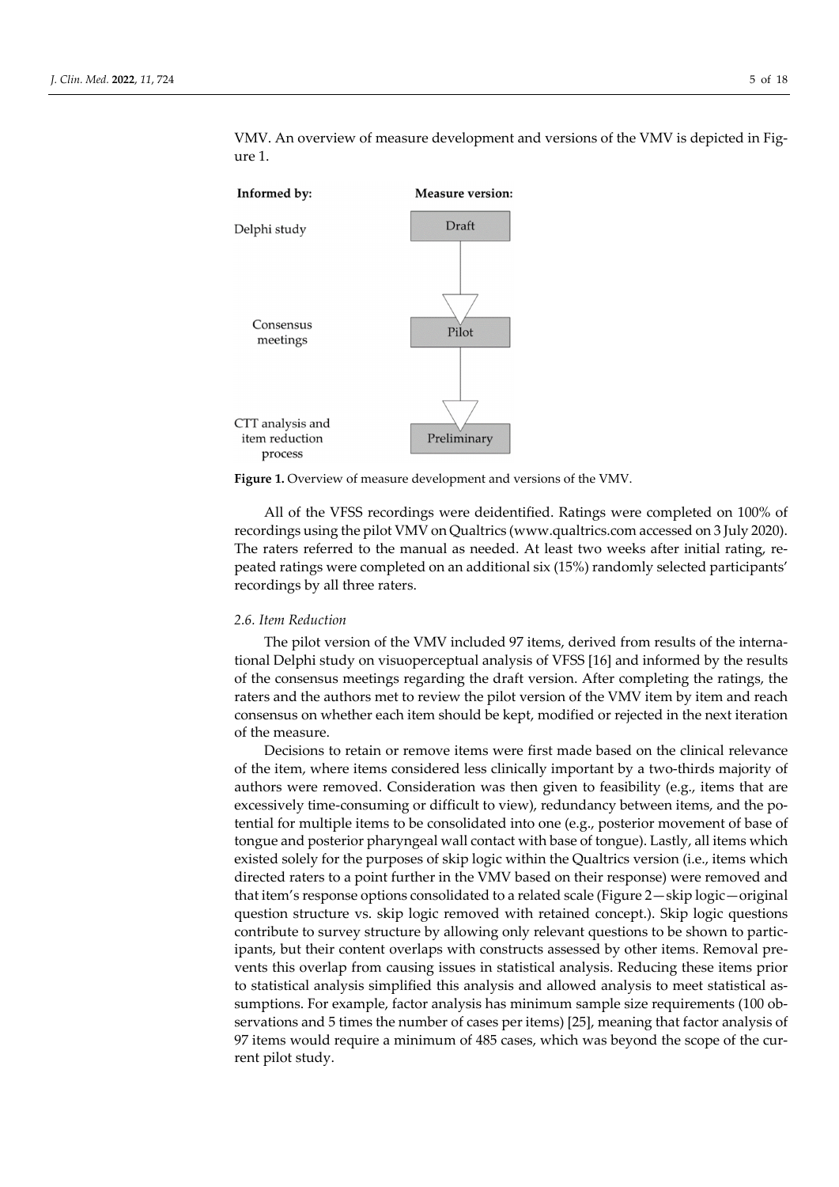VMV. An overview of measure development and versions of the VMV is depicted in Figure 1.

Informed by:

Measure version:

Delphi study

Draft

Consensus meetings

Pilot

CTT analysis and item reduction process

Preliminary

**Figure 1.** Overview of measure development and versions of the VMV.

All of the VFSS recordings were deidentified. Ratings were completed on 100% of recordings using the pilot VMV on Qualtrics (www.qualtrics.com accessed on 3 July 2020). The raters referred to the manual as needed. At least two weeks after initial rating, repeated ratings were completed on an additional six (15%) randomly selected participants' recordings by all three raters.

### *2.6. Item Reduction*

The pilot version of the VMV included 97 items, derived from results of the international Delphi study on visuoperceptual analysis of VFSS [16] and informed by the results of the consensus meetings regarding the draft version. After completing the ratings, the raters and the authors met to review the pilot version of the VMV item by item and reach consensus on whether each item should be kept, modified or rejected in the next iteration of the measure.

Decisions to retain or remove items were first made based on the clinical relevance of the item, where items considered less clinically important by a two-thirds majority of authors were removed. Consideration was then given to feasibility (e.g., items that are excessively time-consuming or difficult to view), redundancy between items, and the potential for multiple items to be consolidated into one (e.g., posterior movement of base of tongue and posterior pharyngeal wall contact with base of tongue). Lastly, all items which existed solely for the purposes of skip logic within the Qualtrics version (i.e., items which directed raters to a point further in the VMV based on their response) were removed and that item's response options consolidated to a related scale (Figure 2—skip logic—original question structure vs. skip logic removed with retained concept.). Skip logic questions contribute to survey structure by allowing only relevant questions to be shown to participants, but their content overlaps with constructs assessed by other items. Removal prevents this overlap from causing issues in statistical analysis. Reducing these items prior to statistical analysis simplified this analysis and allowed analysis to meet statistical assumptions. For example, factor analysis has minimum sample size requirements (100 observations and 5 times the number of cases per items) [25], meaning that factor analysis of 97 items would require a minimum of 485 cases, which was beyond the scope of the current pilot study.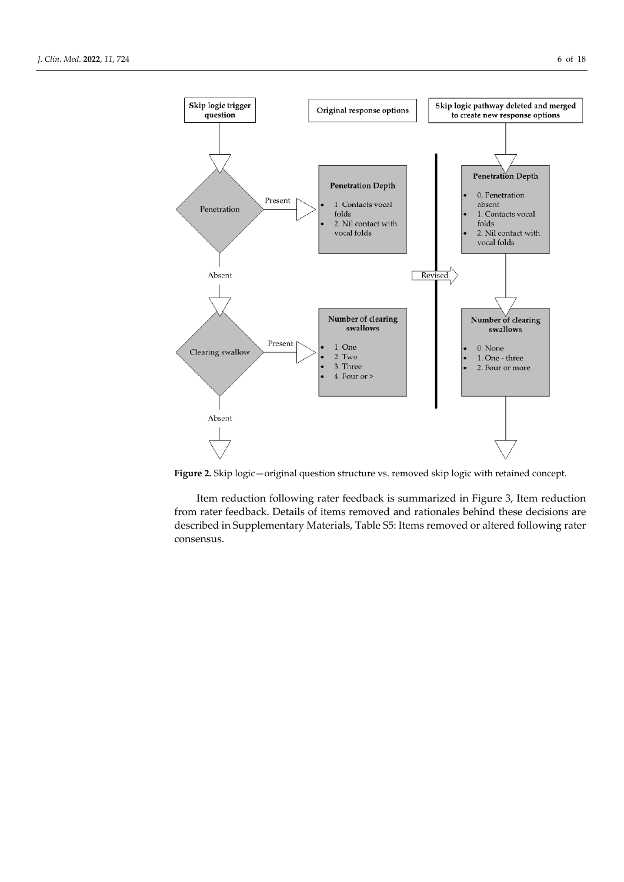Skip logic trigger question

Original response options

Skip logic pathway deleted and merged to create new response options

Penetration

Present

Penetration Depth
- 1. Contacts vocal folds
- 2. Nil contact with vocal folds

Penetration Depth
- 0. Penetration absent
- 1. Contacts vocal folds
- 2. Nil contact with vocal folds

Absent

Revised

Clearing swallow

Present

Number of clearing swallows
- 1. One
- 2. Two
- 3. Three
- 4. Four or >

Number of clearing swallows
- 0. None
- 1. One - three
- 2. Four or more

Absent

**Figure 2.** Skip logic—original question structure vs. removed skip logic with retained concept.

Item reduction following rater feedback is summarized in Figure 3, Item reduction from rater feedback. Details of items removed and rationales behind these decisions are described in Supplementary Materials, Table S5: Items removed or altered following rater consensus.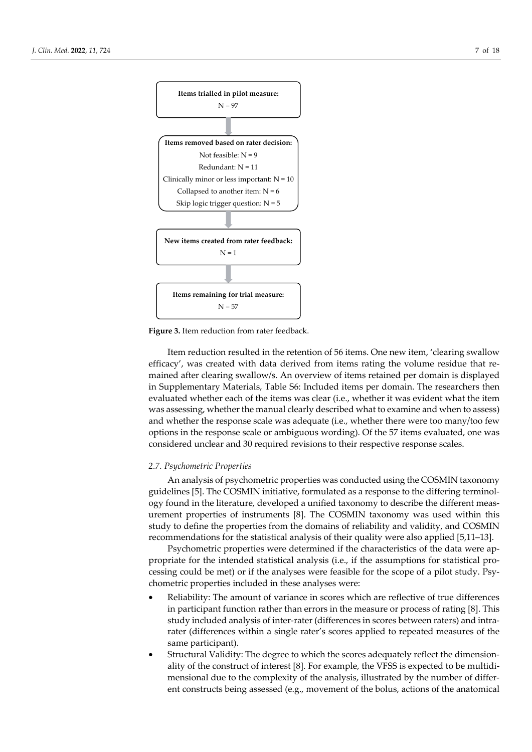**Items trialled in pilot measure:**
N = 97

**Items removed based on rater decision:**
Not feasible: N = 9
Redundant: N = 11
Clinically minor or less important: N = 10
Collapsed to another item: N = 6
Skip logic trigger question: N = 5

**New items created from rater feedback:**
N = 1

**Items remaining for trial measure:**
N = 57

**Figure 3.** Item reduction from rater feedback.

Item reduction resulted in the retention of 56 items. One new item, 'clearing swallow efficacy', was created with data derived from items rating the volume residue that remained after clearing swallow/s. An overview of items retained per domain is displayed in Supplementary Materials, Table S6: Included items per domain. The researchers then evaluated whether each of the items was clear (i.e., whether it was evident what the item was assessing, whether the manual clearly described what to examine and when to assess) and whether the response scale was adequate (i.e., whether there were too many/too few options in the response scale or ambiguous wording). Of the 57 items evaluated, one was considered unclear and 30 required revisions to their respective response scales.

### *2.7. Psychometric Properties*

An analysis of psychometric properties was conducted using the COSMIN taxonomy guidelines [5]. The COSMIN initiative, formulated as a response to the differing terminology found in the literature, developed a unified taxonomy to describe the different measurement properties of instruments [8]. The COSMIN taxonomy was used within this study to define the properties from the domains of reliability and validity, and COSMIN recommendations for the statistical analysis of their quality were also applied [5,11–13].

Psychometric properties were determined if the characteristics of the data were appropriate for the intended statistical analysis (i.e., if the assumptions for statistical processing could be met) or if the analyses were feasible for the scope of a pilot study. Psychometric properties included in these analyses were:

- Reliability: The amount of variance in scores which are reflective of true differences in participant function rather than errors in the measure or process of rating [8]. This study included analysis of inter-rater (differences in scores between raters) and intra-rater (differences within a single rater's scores applied to repeated measures of the same participant).
- Structural Validity: The degree to which the scores adequately reflect the dimensionality of the construct of interest [8]. For example, the VFSS is expected to be multidimensional due to the complexity of the analysis, illustrated by the number of different constructs being assessed (e.g., movement of the bolus, actions of the anatomical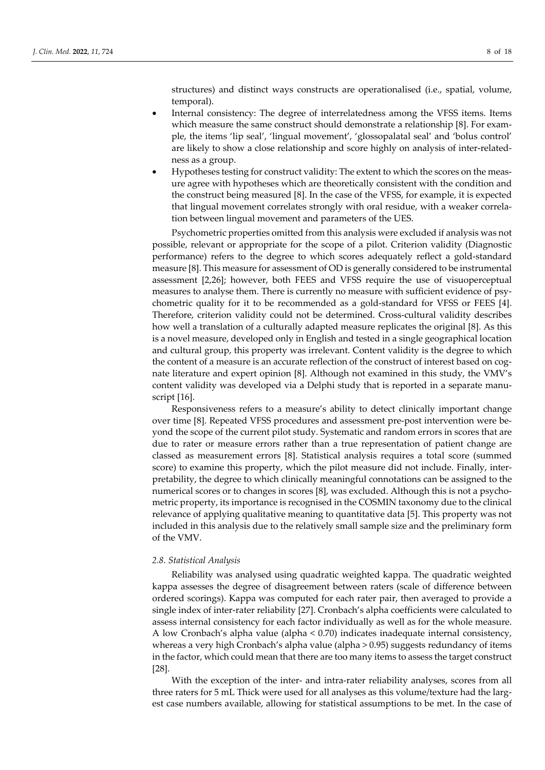structures) and distinct ways constructs are operationalised (i.e., spatial, volume, temporal).

- Internal consistency: The degree of interrelatedness among the VFSS items. Items which measure the same construct should demonstrate a relationship [8]. For example, the items 'lip seal', 'lingual movement', 'glossopalatal seal' and 'bolus control' are likely to show a close relationship and score highly on analysis of inter-relatedness as a group.
- Hypotheses testing for construct validity: The extent to which the scores on the measure agree with hypotheses which are theoretically consistent with the condition and the construct being measured [8]. In the case of the VFSS, for example, it is expected that lingual movement correlates strongly with oral residue, with a weaker correlation between lingual movement and parameters of the UES.

Psychometric properties omitted from this analysis were excluded if analysis was not possible, relevant or appropriate for the scope of a pilot. Criterion validity (Diagnostic performance) refers to the degree to which scores adequately reflect a gold-standard measure [8]. This measure for assessment of OD is generally considered to be instrumental assessment [2,26]; however, both FEES and VFSS require the use of visuoperceptual measures to analyse them. There is currently no measure with sufficient evidence of psychometric quality for it to be recommended as a gold-standard for VFSS or FEES [4]. Therefore, criterion validity could not be determined. Cross-cultural validity describes how well a translation of a culturally adapted measure replicates the original [8]. As this is a novel measure, developed only in English and tested in a single geographical location and cultural group, this property was irrelevant. Content validity is the degree to which the content of a measure is an accurate reflection of the construct of interest based on cognate literature and expert opinion [8]. Although not examined in this study, the VMV's content validity was developed via a Delphi study that is reported in a separate manuscript [16].

Responsiveness refers to a measure's ability to detect clinically important change over time [8]. Repeated VFSS procedures and assessment pre-post intervention were beyond the scope of the current pilot study. Systematic and random errors in scores that are due to rater or measure errors rather than a true representation of patient change are classed as measurement errors [8]. Statistical analysis requires a total score (summed score) to examine this property, which the pilot measure did not include. Finally, interpretability, the degree to which clinically meaningful connotations can be assigned to the numerical scores or to changes in scores [8], was excluded. Although this is not a psychometric property, its importance is recognised in the COSMIN taxonomy due to the clinical relevance of applying qualitative meaning to quantitative data [5]. This property was not included in this analysis due to the relatively small sample size and the preliminary form of the VMV.

### *2.8. Statistical Analysis*

Reliability was analysed using quadratic weighted kappa. The quadratic weighted kappa assesses the degree of disagreement between raters (scale of difference between ordered scorings). Kappa was computed for each rater pair, then averaged to provide a single index of inter-rater reliability [27]. Cronbach's alpha coefficients were calculated to assess internal consistency for each factor individually as well as for the whole measure. A low Cronbach's alpha value (alpha < 0.70) indicates inadequate internal consistency, whereas a very high Cronbach's alpha value (alpha > 0.95) suggests redundancy of items in the factor, which could mean that there are too many items to assess the target construct [28].

With the exception of the inter- and intra-rater reliability analyses, scores from all three raters for 5 mL Thick were used for all analyses as this volume/texture had the largest case numbers available, allowing for statistical assumptions to be met. In the case of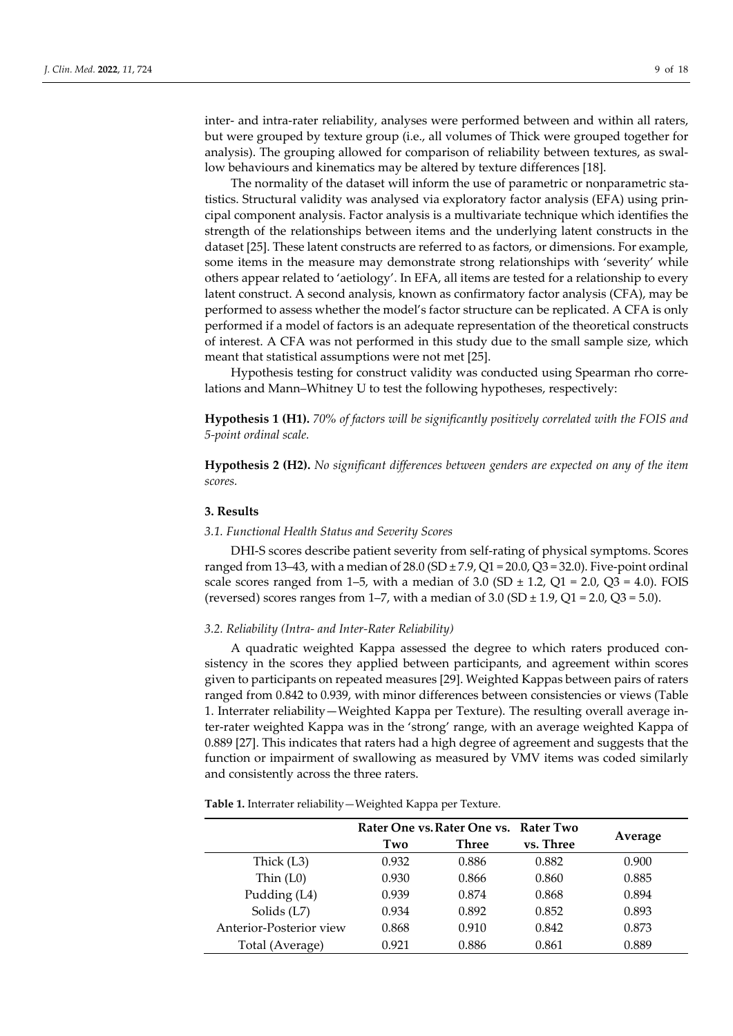inter- and intra-rater reliability, analyses were performed between and within all raters, but were grouped by texture group (i.e., all volumes of Thick were grouped together for analysis). The grouping allowed for comparison of reliability between textures, as swallow behaviours and kinematics may be altered by texture differences [18].

The normality of the dataset will inform the use of parametric or nonparametric statistics. Structural validity was analysed via exploratory factor analysis (EFA) using principal component analysis. Factor analysis is a multivariate technique which identifies the strength of the relationships between items and the underlying latent constructs in the dataset [25]. These latent constructs are referred to as factors, or dimensions. For example, some items in the measure may demonstrate strong relationships with 'severity' while others appear related to 'aetiology'. In EFA, all items are tested for a relationship to every latent construct. A second analysis, known as confirmatory factor analysis (CFA), may be performed to assess whether the model's factor structure can be replicated. A CFA is only performed if a model of factors is an adequate representation of the theoretical constructs of interest. A CFA was not performed in this study due to the small sample size, which meant that statistical assumptions were not met [25].

Hypothesis testing for construct validity was conducted using Spearman rho correlations and Mann–Whitney U to test the following hypotheses, respectively:

**Hypothesis 1 (H1).** *70% of factors will be significantly positively correlated with the FOIS and 5-point ordinal scale.*

**Hypothesis 2 (H2).** *No significant differences between genders are expected on any of the item scores.*

## 3. Results

### 3.1. Functional Health Status and Severity Scores

DHI-S scores describe patient severity from self-rating of physical symptoms. Scores ranged from 13–43, with a median of 28.0 (SD ± 7.9, Q1 = 20.0, Q3 = 32.0). Five-point ordinal scale scores ranged from 1–5, with a median of 3.0 (SD ± 1.2, Q1 = 2.0, Q3 = 4.0). FOIS (reversed) scores ranges from 1–7, with a median of 3.0 (SD ± 1.9, Q1 = 2.0, Q3 = 5.0).

### 3.2. Reliability (Intra- and Inter-Rater Reliability)

A quadratic weighted Kappa assessed the degree to which raters produced consistency in the scores they applied between participants, and agreement within scores given to participants on repeated measures [29]. Weighted Kappas between pairs of raters ranged from 0.842 to 0.939, with minor differences between consistencies or views (Table 1. Interrater reliability—Weighted Kappa per Texture). The resulting overall average inter-rater weighted Kappa was in the 'strong' range, with an average weighted Kappa of 0.889 [27]. This indicates that raters had a high degree of agreement and suggests that the function or impairment of swallowing as measured by VMV items was coded similarly and consistently across the three raters.

**Table 1.** Interrater reliability—Weighted Kappa per Texture.

| | Rater One vs. Two | Rater One vs. Three | Rater Two vs. Three | Average |
|---|---|---|---|---|
| Thick (L3) | 0.932 | 0.886 | 0.882 | 0.900 |
| Thin (L0) | 0.930 | 0.866 | 0.860 | 0.885 |
| Pudding (L4) | 0.939 | 0.874 | 0.868 | 0.894 |
| Solids (L7) | 0.934 | 0.892 | 0.852 | 0.893 |
| Anterior-Posterior view | 0.868 | 0.910 | 0.842 | 0.873 |
| Total (Average) | 0.921 | 0.886 | 0.861 | 0.889 |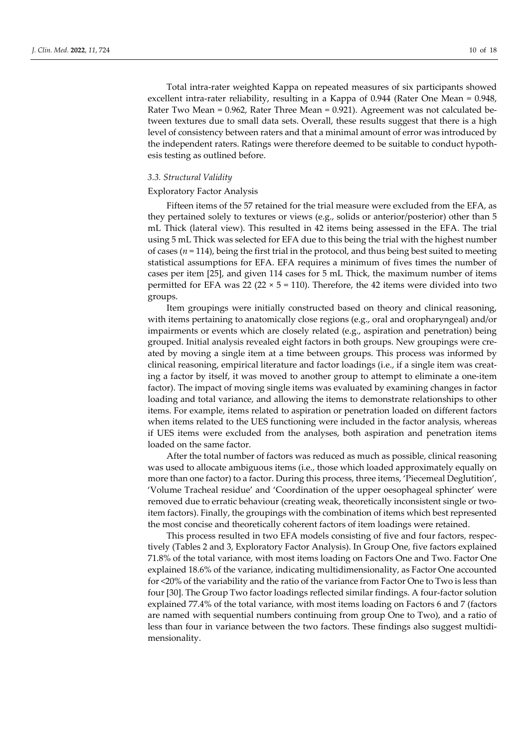Total intra-rater weighted Kappa on repeated measures of six participants showed excellent intra-rater reliability, resulting in a Kappa of 0.944 (Rater One Mean = 0.948, Rater Two Mean = 0.962, Rater Three Mean = 0.921). Agreement was not calculated between textures due to small data sets. Overall, these results suggest that there is a high level of consistency between raters and that a minimal amount of error was introduced by the independent raters. Ratings were therefore deemed to be suitable to conduct hypothesis testing as outlined before.

### *3.3. Structural Validity*

Exploratory Factor Analysis

Fifteen items of the 57 retained for the trial measure were excluded from the EFA, as they pertained solely to textures or views (e.g., solids or anterior/posterior) other than 5 mL Thick (lateral view). This resulted in 42 items being assessed in the EFA. The trial using 5 mL Thick was selected for EFA due to this being the trial with the highest number of cases ($n$ = 114), being the first trial in the protocol, and thus being best suited to meeting statistical assumptions for EFA. EFA requires a minimum of fives times the number of cases per item [25], and given 114 cases for 5 mL Thick, the maximum number of items permitted for EFA was 22 ($22 \times 5 = 110$). Therefore, the 42 items were divided into two groups.

Item groupings were initially constructed based on theory and clinical reasoning, with items pertaining to anatomically close regions (e.g., oral and oropharyngeal) and/or impairments or events which are closely related (e.g., aspiration and penetration) being grouped. Initial analysis revealed eight factors in both groups. New groupings were created by moving a single item at a time between groups. This process was informed by clinical reasoning, empirical literature and factor loadings (i.e., if a single item was creating a factor by itself, it was moved to another group to attempt to eliminate a one-item factor). The impact of moving single items was evaluated by examining changes in factor loading and total variance, and allowing the items to demonstrate relationships to other items. For example, items related to aspiration or penetration loaded on different factors when items related to the UES functioning were included in the factor analysis, whereas if UES items were excluded from the analyses, both aspiration and penetration items loaded on the same factor.

After the total number of factors was reduced as much as possible, clinical reasoning was used to allocate ambiguous items (i.e., those which loaded approximately equally on more than one factor) to a factor. During this process, three items, 'Piecemeal Deglutition', 'Volume Tracheal residue' and 'Coordination of the upper oesophageal sphincter' were removed due to erratic behaviour (creating weak, theoretically inconsistent single or two-item factors). Finally, the groupings with the combination of items which best represented the most concise and theoretically coherent factors of item loadings were retained.

This process resulted in two EFA models consisting of five and four factors, respectively (Tables 2 and 3, Exploratory Factor Analysis). In Group One, five factors explained 71.8% of the total variance, with most items loading on Factors One and Two. Factor One explained 18.6% of the variance, indicating multidimensionality, as Factor One accounted for <20% of the variability and the ratio of the variance from Factor One to Two is less than four [30]. The Group Two factor loadings reflected similar findings. A four-factor solution explained 77.4% of the total variance, with most items loading on Factors 6 and 7 (factors are named with sequential numbers continuing from group One to Two), and a ratio of less than four in variance between the two factors. These findings also suggest multidimensionality.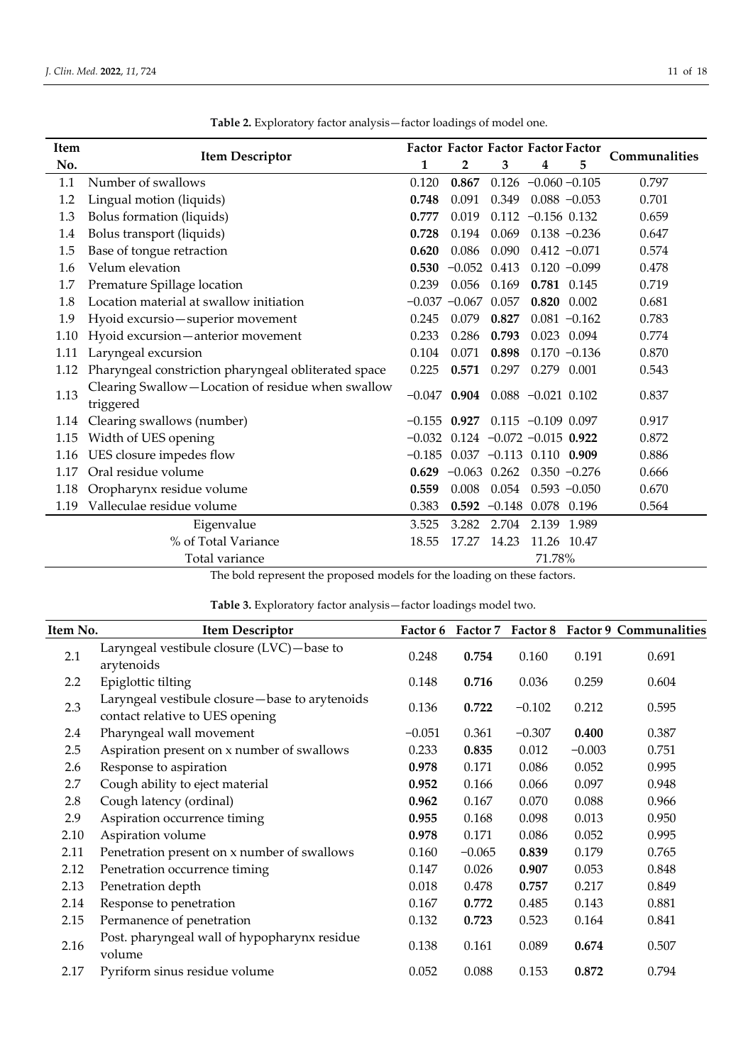**Table 2.** Exploratory factor analysis—factor loadings of model one.

| Item No. | Item Descriptor | Factor 1 | Factor 2 | Factor 3 | Factor 4 | Factor 5 | Communalities |
|---|---|---|---|---|---|---|---|
| 1.1 | Number of swallows | 0.120 | **0.867** | 0.126 | −0.060 | −0.105 | 0.797 |
| 1.2 | Lingual motion (liquids) | **0.748** | 0.091 | 0.349 | 0.088 | −0.053 | 0.701 |
| 1.3 | Bolus formation (liquids) | **0.777** | 0.019 | 0.112 | −0.156 | 0.132 | 0.659 |
| 1.4 | Bolus transport (liquids) | **0.728** | 0.194 | 0.069 | 0.138 | −0.236 | 0.647 |
| 1.5 | Base of tongue retraction | **0.620** | 0.086 | 0.090 | 0.412 | −0.071 | 0.574 |
| 1.6 | Velum elevation | **0.530** | −0.052 | 0.413 | 0.120 | −0.099 | 0.478 |
| 1.7 | Premature Spillage location | 0.239 | 0.056 | 0.169 | **0.781** | 0.145 | 0.719 |
| 1.8 | Location material at swallow initiation | −0.037 | −0.067 | 0.057 | **0.820** | 0.002 | 0.681 |
| 1.9 | Hyoid excursio—superior movement | 0.245 | 0.079 | **0.827** | 0.081 | −0.162 | 0.783 |
| 1.10 | Hyoid excursion—anterior movement | 0.233 | 0.286 | **0.793** | 0.023 | 0.094 | 0.774 |
| 1.11 | Laryngeal excursion | 0.104 | 0.071 | **0.898** | 0.170 | −0.136 | 0.870 |
| 1.12 | Pharyngeal constriction pharyngeal obliterated space | 0.225 | **0.571** | 0.297 | 0.279 | 0.001 | 0.543 |
| 1.13 | Clearing Swallow—Location of residue when swallow triggered | −0.047 | **0.904** | 0.088 | −0.021 | 0.102 | 0.837 |
| 1.14 | Clearing swallows (number) | −0.155 | **0.927** | 0.115 | −0.109 | 0.097 | 0.917 |
| 1.15 | Width of UES opening | −0.032 | 0.124 | −0.072 | −0.015 | **0.922** | 0.872 |
| 1.16 | UES closure impedes flow | −0.185 | 0.037 | −0.113 | 0.110 | **0.909** | 0.886 |
| 1.17 | Oral residue volume | **0.629** | −0.063 | 0.262 | 0.350 | −0.276 | 0.666 |
| 1.18 | Oropharynx residue volume | **0.559** | 0.008 | 0.054 | 0.593 | −0.050 | 0.670 |
| 1.19 | Valleculae residue volume | 0.383 | **0.592** | −0.148 | 0.078 | 0.196 | 0.564 |
| | Eigenvalue | 3.525 | 3.282 | 2.704 | 2.139 | 1.989 | |
| | % of Total Variance | 18.55 | 17.27 | 14.23 | 11.26 | 10.47 | |
| | Total variance | | | | 71.78% | | |

The bold represent the proposed models for the loading on these factors.

**Table 3.** Exploratory factor analysis—factor loadings model two.

| Item No. | Item Descriptor | Factor 6 | Factor 7 | Factor 8 | Factor 9 | Communalities |
|---|---|---|---|---|---|---|
| 2.1 | Laryngeal vestibule closure (LVC)—base to arytenoids | 0.248 | **0.754** | 0.160 | 0.191 | 0.691 |
| 2.2 | Epiglottic tilting | 0.148 | **0.716** | 0.036 | 0.259 | 0.604 |
| 2.3 | Laryngeal vestibule closure—base to arytenoids contact relative to UES opening | 0.136 | **0.722** | −0.102 | 0.212 | 0.595 |
| 2.4 | Pharyngeal wall movement | −0.051 | 0.361 | −0.307 | **0.400** | 0.387 |
| 2.5 | Aspiration present on x number of swallows | 0.233 | **0.835** | 0.012 | −0.003 | 0.751 |
| 2.6 | Response to aspiration | **0.978** | 0.171 | 0.086 | 0.052 | 0.995 |
| 2.7 | Cough ability to eject material | **0.952** | 0.166 | 0.066 | 0.097 | 0.948 |
| 2.8 | Cough latency (ordinal) | **0.962** | 0.167 | 0.070 | 0.088 | 0.966 |
| 2.9 | Aspiration occurrence timing | **0.955** | 0.168 | 0.098 | 0.013 | 0.950 |
| 2.10 | Aspiration volume | **0.978** | 0.171 | 0.086 | 0.052 | 0.995 |
| 2.11 | Penetration present on x number of swallows | 0.160 | −0.065 | **0.839** | 0.179 | 0.765 |
| 2.12 | Penetration occurrence timing | 0.147 | 0.026 | **0.907** | 0.053 | 0.848 |
| 2.13 | Penetration depth | 0.018 | 0.478 | **0.757** | 0.217 | 0.849 |
| 2.14 | Response to penetration | 0.167 | **0.772** | 0.485 | 0.143 | 0.881 |
| 2.15 | Permanence of penetration | 0.132 | **0.723** | 0.523 | 0.164 | 0.841 |
| 2.16 | Post. pharyngeal wall of hypopharynx residue volume | 0.138 | 0.161 | 0.089 | **0.674** | 0.507 |
| 2.17 | Pyriform sinus residue volume | 0.052 | 0.088 | 0.153 | **0.872** | 0.794 |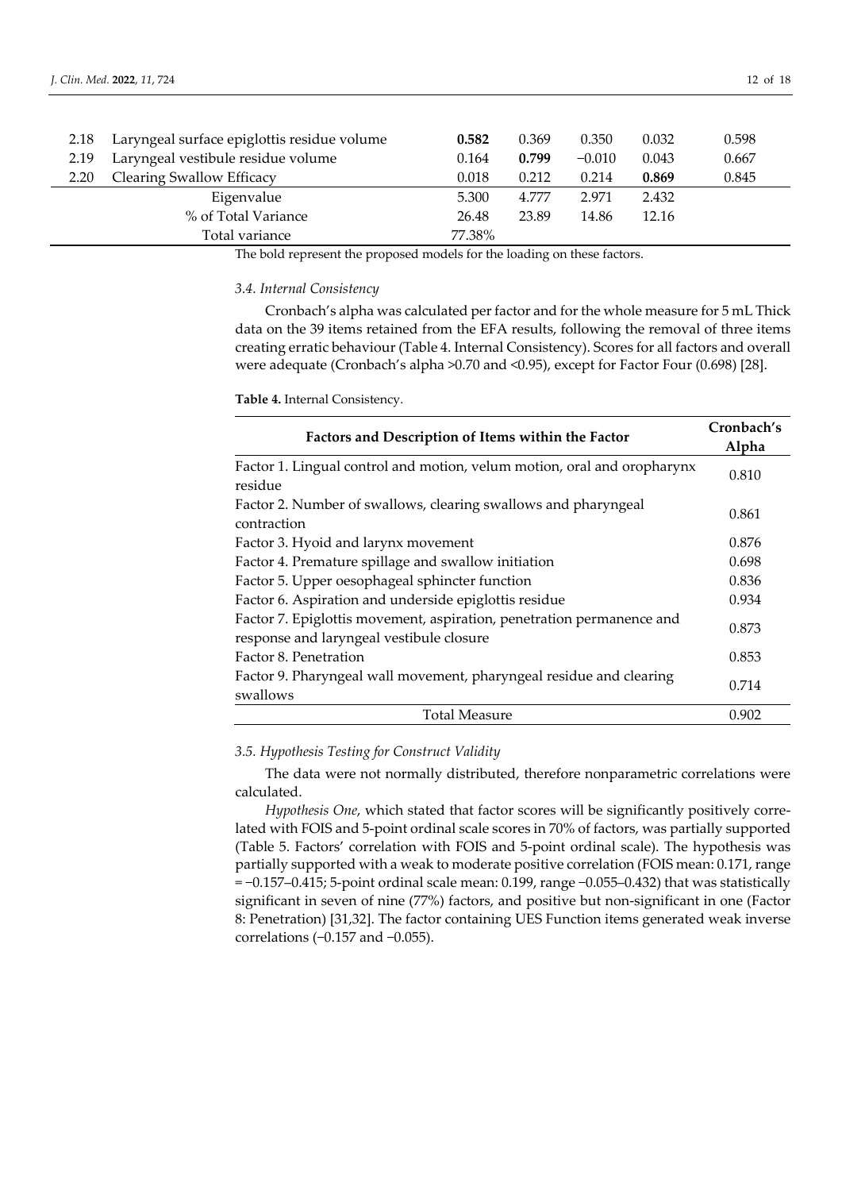| | | | | | | |
|---|---|---|---|---|---|---|
| 2.18 | Laryngeal surface epiglottis residue volume | **0.582** | 0.369 | 0.350 | 0.032 | 0.598 |
| 2.19 | Laryngeal vestibule residue volume | 0.164 | **0.799** | −0.010 | 0.043 | 0.667 |
| 2.20 | Clearing Swallow Efficacy | 0.018 | 0.212 | 0.214 | **0.869** | 0.845 |
| | Eigenvalue | 5.300 | 4.777 | 2.971 | 2.432 | |
| | % of Total Variance | 26.48 | 23.89 | 14.86 | 12.16 | |
| | Total variance | 77.38% | | | | |

The bold represent the proposed models for the loading on these factors.

### 3.4. Internal Consistency

Cronbach's alpha was calculated per factor and for the whole measure for 5 mL Thick data on the 39 items retained from the EFA results, following the removal of three items creating erratic behaviour (Table 4. Internal Consistency). Scores for all factors and overall were adequate (Cronbach's alpha >0.70 and <0.95), except for Factor Four (0.698) [28].

**Table 4.** Internal Consistency.

| Factors and Description of Items within the Factor | Cronbach's Alpha |
|---|---|
| Factor 1. Lingual control and motion, velum motion, oral and oropharynx residue | 0.810 |
| Factor 2. Number of swallows, clearing swallows and pharyngeal contraction | 0.861 |
| Factor 3. Hyoid and larynx movement | 0.876 |
| Factor 4. Premature spillage and swallow initiation | 0.698 |
| Factor 5. Upper oesophageal sphincter function | 0.836 |
| Factor 6. Aspiration and underside epiglottis residue | 0.934 |
| Factor 7. Epiglottis movement, aspiration, penetration permanence and response and laryngeal vestibule closure | 0.873 |
| Factor 8. Penetration | 0.853 |
| Factor 9. Pharyngeal wall movement, pharyngeal residue and clearing swallows | 0.714 |
| Total Measure | 0.902 |

### 3.5. Hypothesis Testing for Construct Validity

The data were not normally distributed, therefore nonparametric correlations were calculated.

*Hypothesis One*, which stated that factor scores will be significantly positively correlated with FOIS and 5-point ordinal scale scores in 70% of factors, was partially supported (Table 5. Factors' correlation with FOIS and 5-point ordinal scale). The hypothesis was partially supported with a weak to moderate positive correlation (FOIS mean: 0.171, range = −0.157–0.415; 5-point ordinal scale mean: 0.199, range −0.055–0.432) that was statistically significant in seven of nine (77%) factors, and positive but non-significant in one (Factor 8: Penetration) [31,32]. The factor containing UES Function items generated weak inverse correlations (−0.157 and −0.055).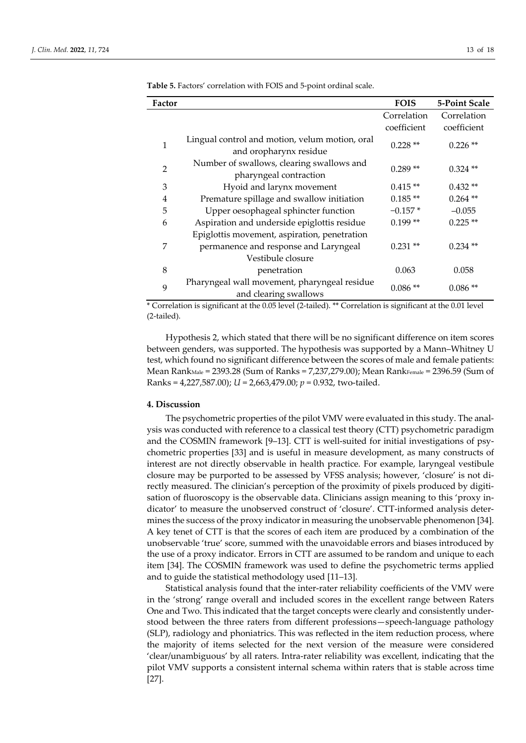**Table 5.** Factors' correlation with FOIS and 5-point ordinal scale.

| Factor | | FOIS | 5-Point Scale |
|---|---|---|---|
| | | Correlation coefficient | Correlation coefficient |
| 1 | Lingual control and motion, velum motion, oral and oropharynx residue | 0.228 ** | 0.226 ** |
| 2 | Number of swallows, clearing swallows and pharyngeal contraction | 0.289 ** | 0.324 ** |
| 3 | Hyoid and larynx movement | 0.415 ** | 0.432 ** |
| 4 | Premature spillage and swallow initiation | 0.185 ** | 0.264 ** |
| 5 | Upper oesophageal sphincter function | −0.157 * | −0.055 |
| 6 | Aspiration and underside epiglottis residue | 0.199 ** | 0.225 ** |
| 7 | Epiglottis movement, aspiration, penetration permanence and response and Laryngeal Vestibule closure | 0.231 ** | 0.234 ** |
| 8 | penetration | 0.063 | 0.058 |
| 9 | Pharyngeal wall movement, pharyngeal residue and clearing swallows | 0.086 ** | 0.086 ** |

* Correlation is significant at the 0.05 level (2-tailed). ** Correlation is significant at the 0.01 level (2-tailed).

Hypothesis 2, which stated that there will be no significant difference on item scores between genders, was supported. The hypothesis was supported by a Mann–Whitney U test, which found no significant difference between the scores of male and female patients: Mean $Rank_{Male}$ = 2393.28 (Sum of Ranks = 7,237,279.00); Mean $Rank_{Female}$ = 2396.59 (Sum of Ranks = 4,227,587.00); $U$ = 2,663,479.00; $p$ = 0.932, two-tailed.

## 4. Discussion

The psychometric properties of the pilot VMV were evaluated in this study. The analysis was conducted with reference to a classical test theory (CTT) psychometric paradigm and the COSMIN framework [9–13]. CTT is well-suited for initial investigations of psychometric properties [33] and is useful in measure development, as many constructs of interest are not directly observable in health practice. For example, laryngeal vestibule closure may be purported to be assessed by VFSS analysis; however, 'closure' is not directly measured. The clinician's perception of the proximity of pixels produced by digitisation of fluoroscopy is the observable data. Clinicians assign meaning to this 'proxy indicator' to measure the unobserved construct of 'closure'. CTT-informed analysis determines the success of the proxy indicator in measuring the unobservable phenomenon [34]. A key tenet of CTT is that the scores of each item are produced by a combination of the unobservable 'true' score, summed with the unavoidable errors and biases introduced by the use of a proxy indicator. Errors in CTT are assumed to be random and unique to each item [34]. The COSMIN framework was used to define the psychometric terms applied and to guide the statistical methodology used [11–13].

Statistical analysis found that the inter-rater reliability coefficients of the VMV were in the 'strong' range overall and included scores in the excellent range between Raters One and Two. This indicated that the target concepts were clearly and consistently understood between the three raters from different professions—speech-language pathology (SLP), radiology and phoniatrics. This was reflected in the item reduction process, where the majority of items selected for the next version of the measure were considered 'clear/unambiguous' by all raters. Intra-rater reliability was excellent, indicating that the pilot VMV supports a consistent internal schema within raters that is stable across time [27].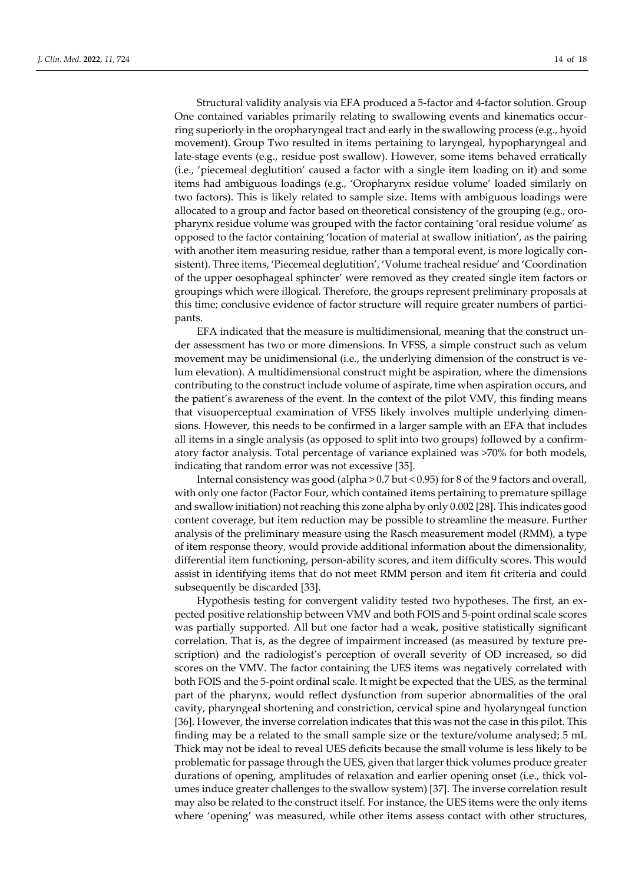Structural validity analysis via EFA produced a 5-factor and 4-factor solution. Group One contained variables primarily relating to swallowing events and kinematics occurring superiorly in the oropharyngeal tract and early in the swallowing process (e.g., hyoid movement). Group Two resulted in items pertaining to laryngeal, hypopharyngeal and late-stage events (e.g., residue post swallow). However, some items behaved erratically (i.e., 'piecemeal deglutition' caused a factor with a single item loading on it) and some items had ambiguous loadings (e.g., 'Oropharynx residue volume' loaded similarly on two factors). This is likely related to sample size. Items with ambiguous loadings were allocated to a group and factor based on theoretical consistency of the grouping (e.g., oropharynx residue volume was grouped with the factor containing 'oral residue volume' as opposed to the factor containing 'location of material at swallow initiation', as the pairing with another item measuring residue, rather than a temporal event, is more logically consistent). Three items, 'Piecemeal deglutition', 'Volume tracheal residue' and 'Coordination of the upper oesophageal sphincter' were removed as they created single item factors or groupings which were illogical. Therefore, the groups represent preliminary proposals at this time; conclusive evidence of factor structure will require greater numbers of participants.

EFA indicated that the measure is multidimensional, meaning that the construct under assessment has two or more dimensions. In VFSS, a simple construct such as velum movement may be unidimensional (i.e., the underlying dimension of the construct is velum elevation). A multidimensional construct might be aspiration, where the dimensions contributing to the construct include volume of aspirate, time when aspiration occurs, and the patient's awareness of the event. In the context of the pilot VMV, this finding means that visuoperceptual examination of VFSS likely involves multiple underlying dimensions. However, this needs to be confirmed in a larger sample with an EFA that includes all items in a single analysis (as opposed to split into two groups) followed by a confirmatory factor analysis. Total percentage of variance explained was >70% for both models, indicating that random error was not excessive [35].

Internal consistency was good (alpha > 0.7 but < 0.95) for 8 of the 9 factors and overall, with only one factor (Factor Four, which contained items pertaining to premature spillage and swallow initiation) not reaching this zone alpha by only 0.002 [28]. This indicates good content coverage, but item reduction may be possible to streamline the measure. Further analysis of the preliminary measure using the Rasch measurement model (RMM), a type of item response theory, would provide additional information about the dimensionality, differential item functioning, person-ability scores, and item difficulty scores. This would assist in identifying items that do not meet RMM person and item fit criteria and could subsequently be discarded [33].

Hypothesis testing for convergent validity tested two hypotheses. The first, an expected positive relationship between VMV and both FOIS and 5-point ordinal scale scores was partially supported. All but one factor had a weak, positive statistically significant correlation. That is, as the degree of impairment increased (as measured by texture prescription) and the radiologist's perception of overall severity of OD increased, so did scores on the VMV. The factor containing the UES items was negatively correlated with both FOIS and the 5-point ordinal scale. It might be expected that the UES, as the terminal part of the pharynx, would reflect dysfunction from superior abnormalities of the oral cavity, pharyngeal shortening and constriction, cervical spine and hyolaryngeal function [36]. However, the inverse correlation indicates that this was not the case in this pilot. This finding may be a related to the small sample size or the texture/volume analysed; 5 mL Thick may not be ideal to reveal UES deficits because the small volume is less likely to be problematic for passage through the UES, given that larger thick volumes produce greater durations of opening, amplitudes of relaxation and earlier opening onset (i.e., thick volumes induce greater challenges to the swallow system) [37]. The inverse correlation result may also be related to the construct itself. For instance, the UES items were the only items where 'opening' was measured, while other items assess contact with other structures,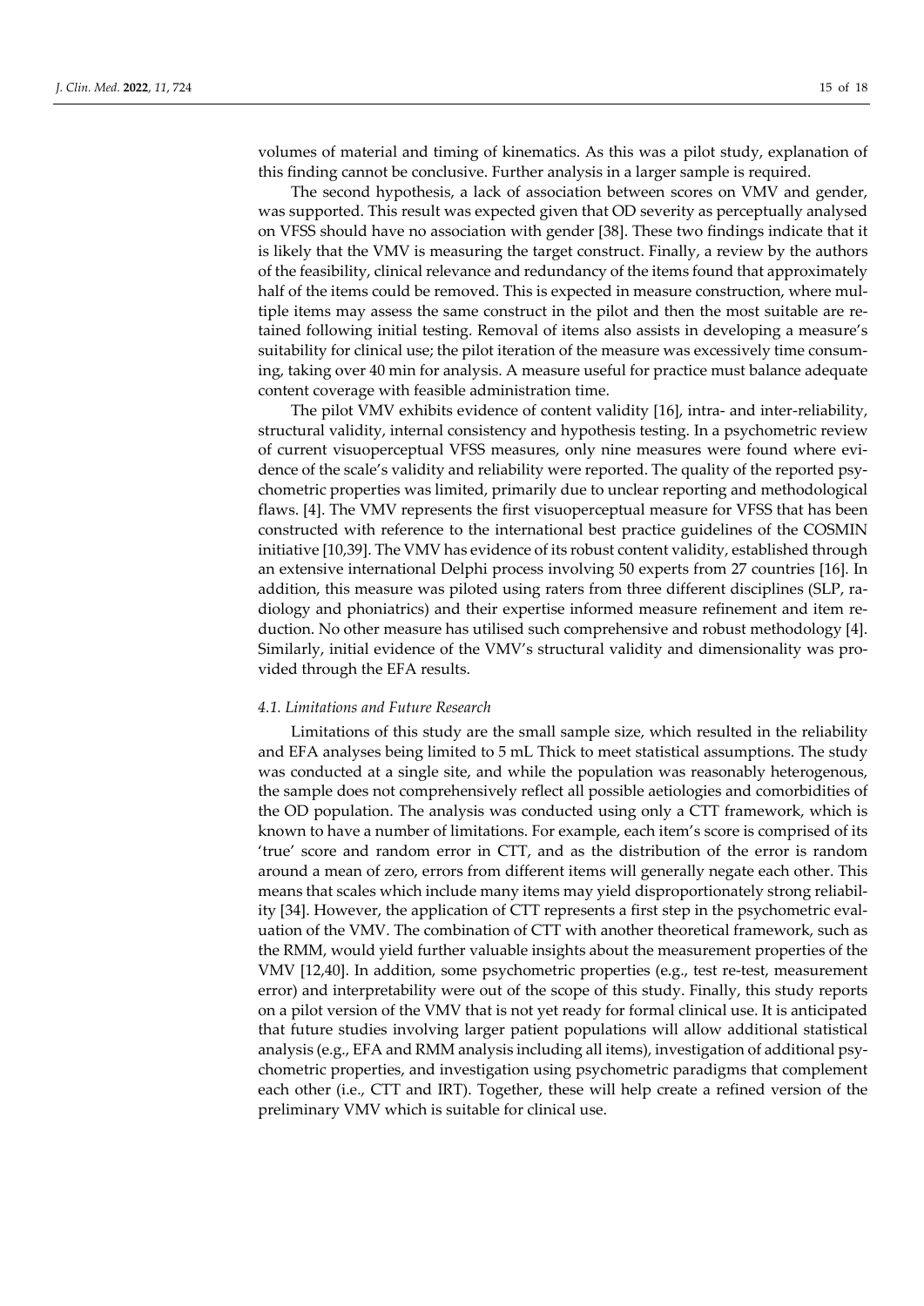volumes of material and timing of kinematics. As this was a pilot study, explanation of this finding cannot be conclusive. Further analysis in a larger sample is required.

The second hypothesis, a lack of association between scores on VMV and gender, was supported. This result was expected given that OD severity as perceptually analysed on VFSS should have no association with gender [38]. These two findings indicate that it is likely that the VMV is measuring the target construct. Finally, a review by the authors of the feasibility, clinical relevance and redundancy of the items found that approximately half of the items could be removed. This is expected in measure construction, where multiple items may assess the same construct in the pilot and then the most suitable are retained following initial testing. Removal of items also assists in developing a measure's suitability for clinical use; the pilot iteration of the measure was excessively time consuming, taking over 40 min for analysis. A measure useful for practice must balance adequate content coverage with feasible administration time.

The pilot VMV exhibits evidence of content validity [16], intra- and inter-reliability, structural validity, internal consistency and hypothesis testing. In a psychometric review of current visuoperceptual VFSS measures, only nine measures were found where evidence of the scale's validity and reliability were reported. The quality of the reported psychometric properties was limited, primarily due to unclear reporting and methodological flaws. [4]. The VMV represents the first visuoperceptual measure for VFSS that has been constructed with reference to the international best practice guidelines of the COSMIN initiative [10,39]. The VMV has evidence of its robust content validity, established through an extensive international Delphi process involving 50 experts from 27 countries [16]. In addition, this measure was piloted using raters from three different disciplines (SLP, radiology and phoniatrics) and their expertise informed measure refinement and item reduction. No other measure has utilised such comprehensive and robust methodology [4]. Similarly, initial evidence of the VMV's structural validity and dimensionality was provided through the EFA results.

### *4.1. Limitations and Future Research*

Limitations of this study are the small sample size, which resulted in the reliability and EFA analyses being limited to 5 mL Thick to meet statistical assumptions. The study was conducted at a single site, and while the population was reasonably heterogenous, the sample does not comprehensively reflect all possible aetiologies and comorbidities of the OD population. The analysis was conducted using only a CTT framework, which is known to have a number of limitations. For example, each item's score is comprised of its 'true' score and random error in CTT, and as the distribution of the error is random around a mean of zero, errors from different items will generally negate each other. This means that scales which include many items may yield disproportionately strong reliability [34]. However, the application of CTT represents a first step in the psychometric evaluation of the VMV. The combination of CTT with another theoretical framework, such as the RMM, would yield further valuable insights about the measurement properties of the VMV [12,40]. In addition, some psychometric properties (e.g., test re-test, measurement error) and interpretability were out of the scope of this study. Finally, this study reports on a pilot version of the VMV that is not yet ready for formal clinical use. It is anticipated that future studies involving larger patient populations will allow additional statistical analysis (e.g., EFA and RMM analysis including all items), investigation of additional psychometric properties, and investigation using psychometric paradigms that complement each other (i.e., CTT and IRT). Together, these will help create a refined version of the preliminary VMV which is suitable for clinical use.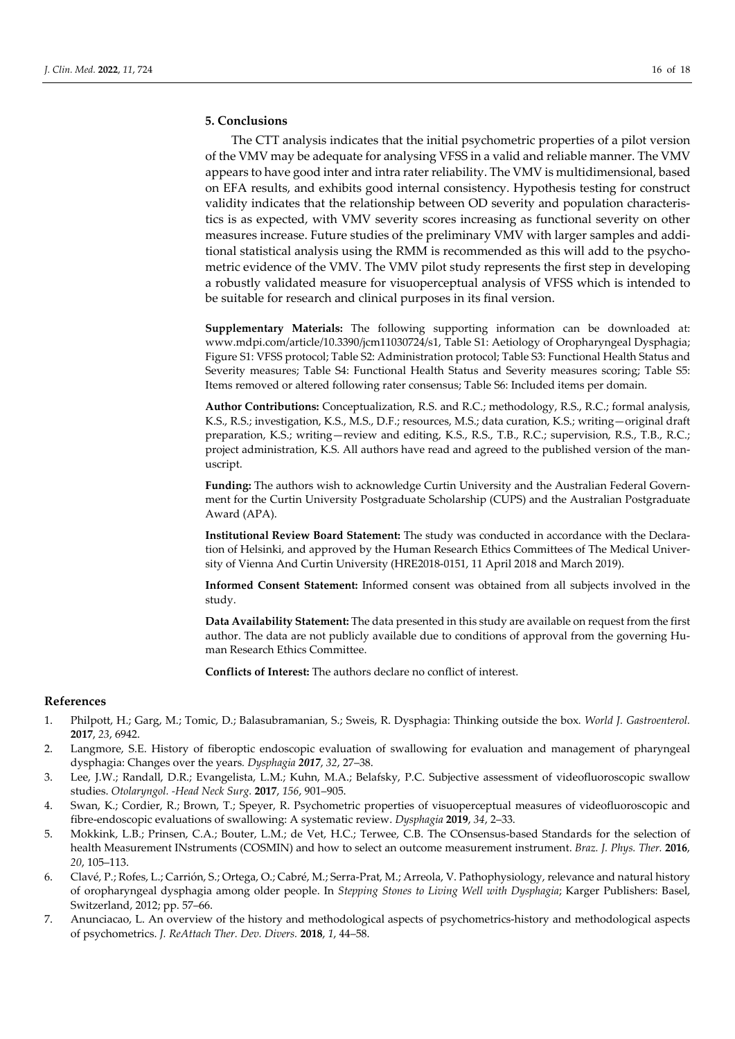## 5. Conclusions

The CTT analysis indicates that the initial psychometric properties of a pilot version of the VMV may be adequate for analysing VFSS in a valid and reliable manner. The VMV appears to have good inter and intra rater reliability. The VMV is multidimensional, based on EFA results, and exhibits good internal consistency. Hypothesis testing for construct validity indicates that the relationship between OD severity and population characteristics is as expected, with VMV severity scores increasing as functional severity on other measures increase. Future studies of the preliminary VMV with larger samples and additional statistical analysis using the RMM is recommended as this will add to the psychometric evidence of the VMV. The VMV pilot study represents the first step in developing a robustly validated measure for visuoperceptual analysis of VFSS which is intended to be suitable for research and clinical purposes in its final version.

**Supplementary Materials:** The following supporting information can be downloaded at: www.mdpi.com/article/10.3390/jcm11030724/s1, Table S1: Aetiology of Oropharyngeal Dysphagia; Figure S1: VFSS protocol; Table S2: Administration protocol; Table S3: Functional Health Status and Severity measures; Table S4: Functional Health Status and Severity measures scoring; Table S5: Items removed or altered following rater consensus; Table S6: Included items per domain.

**Author Contributions:** Conceptualization, R.S. and R.C.; methodology, R.S., R.C.; formal analysis, K.S., R.S.; investigation, K.S., M.S., D.F.; resources, M.S.; data curation, K.S.; writing—original draft preparation, K.S.; writing—review and editing, K.S., R.S., T.B., R.C.; supervision, R.S., T.B., R.C.; project administration, K.S. All authors have read and agreed to the published version of the manuscript.

**Funding:** The authors wish to acknowledge Curtin University and the Australian Federal Government for the Curtin University Postgraduate Scholarship (CUPS) and the Australian Postgraduate Award (APA).

**Institutional Review Board Statement:** The study was conducted in accordance with the Declaration of Helsinki, and approved by the Human Research Ethics Committees of The Medical University of Vienna And Curtin University (HRE2018-0151, 11 April 2018 and March 2019).

**Informed Consent Statement:** Informed consent was obtained from all subjects involved in the study.

**Data Availability Statement:** The data presented in this study are available on request from the first author. The data are not publicly available due to conditions of approval from the governing Human Research Ethics Committee.

**Conflicts of Interest:** The authors declare no conflict of interest.

## References

1. Philpott, H.; Garg, M.; Tomic, D.; Balasubramanian, S.; Sweis, R. Dysphagia: Thinking outside the box. *World J. Gastroenterol.* **2017**, *23*, 6942.
2. Langmore, S.E. History of fiberoptic endoscopic evaluation of swallowing for evaluation and management of pharyngeal dysphagia: Changes over the years. *Dysphagia* **2017**, *32*, 27–38.
3. Lee, J.W.; Randall, D.R.; Evangelista, L.M.; Kuhn, M.A.; Belafsky, P.C. Subjective assessment of videofluoroscopic swallow studies. *Otolaryngol. -Head Neck Surg.* **2017**, *156*, 901–905.
4. Swan, K.; Cordier, R.; Brown, T.; Speyer, R. Psychometric properties of visuoperceptual measures of videofluoroscopic and fibre-endoscopic evaluations of swallowing: A systematic review. *Dysphagia* **2019**, *34*, 2–33.
5. Mokkink, L.B.; Prinsen, C.A.; Bouter, L.M.; de Vet, H.C.; Terwee, C.B. The COnsensus-based Standards for the selection of health Measurement INstruments (COSMIN) and how to select an outcome measurement instrument. *Braz. J. Phys. Ther.* **2016**, *20*, 105–113.
6. Clavé, P.; Rofes, L.; Carrión, S.; Ortega, O.; Cabré, M.; Serra-Prat, M.; Arreola, V. Pathophysiology, relevance and natural history of oropharyngeal dysphagia among older people. In *Stepping Stones to Living Well with Dysphagia*; Karger Publishers: Basel, Switzerland, 2012; pp. 57–66.
7. Anunciacao, L. An overview of the history and methodological aspects of psychometrics-history and methodological aspects of psychometrics. *J. ReAttach Ther. Dev. Divers.* **2018**, *1*, 44–58.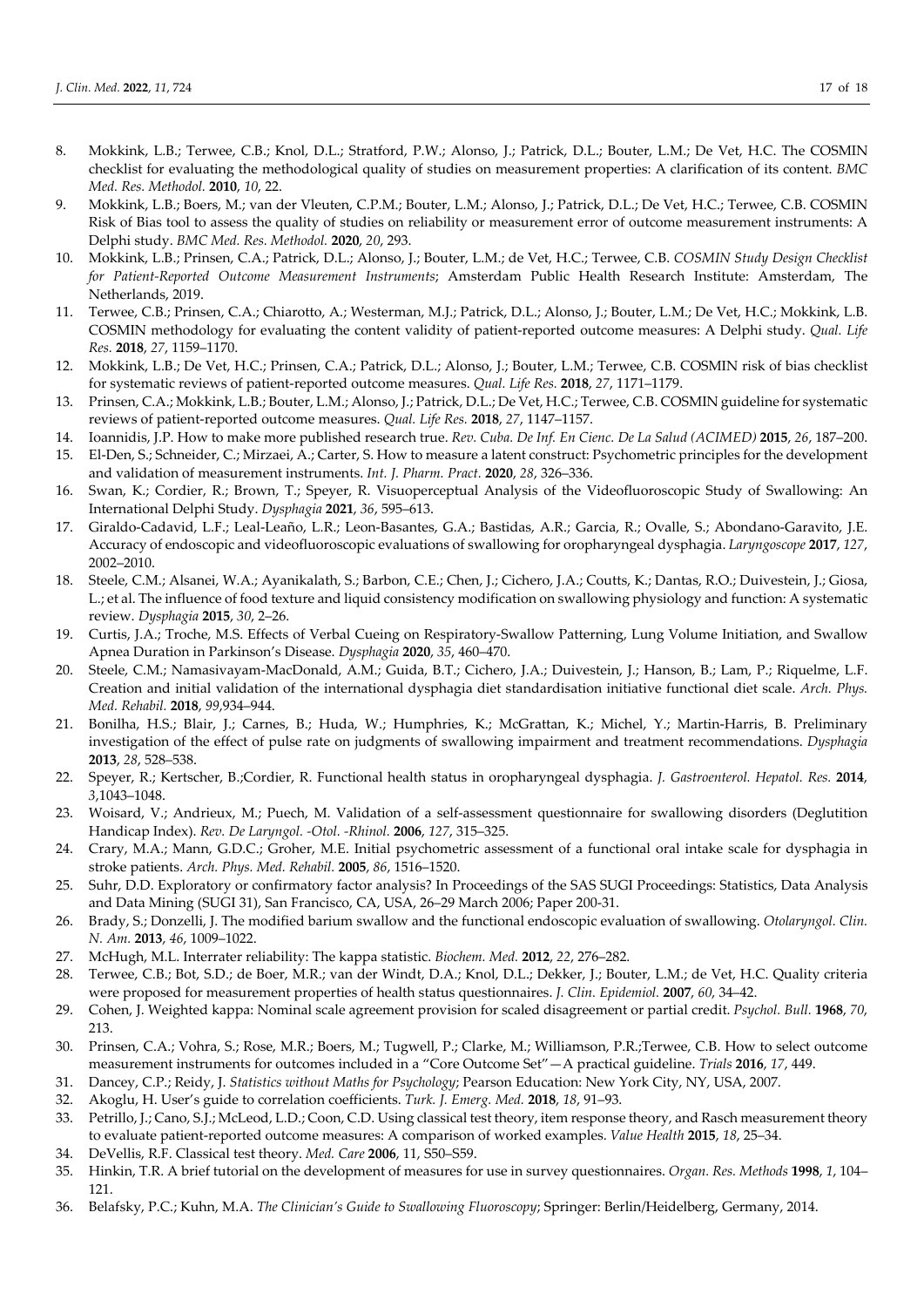8. Mokkink, L.B.; Terwee, C.B.; Knol, D.L.; Stratford, P.W.; Alonso, J.; Patrick, D.L.; Bouter, L.M.; De Vet, H.C. The COSMIN checklist for evaluating the methodological quality of studies on measurement properties: A clarification of its content. *BMC Med. Res. Methodol.* **2010**, *10*, 22.
9. Mokkink, L.B.; Boers, M.; van der Vleuten, C.P.M.; Bouter, L.M.; Alonso, J.; Patrick, D.L.; De Vet, H.C.; Terwee, C.B. COSMIN Risk of Bias tool to assess the quality of studies on reliability or measurement error of outcome measurement instruments: A Delphi study. *BMC Med. Res. Methodol.* **2020**, *20*, 293.
10. Mokkink, L.B.; Prinsen, C.A.; Patrick, D.L.; Alonso, J.; Bouter, L.M.; de Vet, H.C.; Terwee, C.B. *COSMIN Study Design Checklist for Patient-Reported Outcome Measurement Instruments*; Amsterdam Public Health Research Institute: Amsterdam, The Netherlands, 2019.
11. Terwee, C.B.; Prinsen, C.A.; Chiarotto, A.; Westerman, M.J.; Patrick, D.L.; Alonso, J.; Bouter, L.M.; De Vet, H.C.; Mokkink, L.B. COSMIN methodology for evaluating the content validity of patient-reported outcome measures: A Delphi study. *Qual. Life Res.* **2018**, *27*, 1159–1170.
12. Mokkink, L.B.; De Vet, H.C.; Prinsen, C.A.; Patrick, D.L.; Alonso, J.; Bouter, L.M.; Terwee, C.B. COSMIN risk of bias checklist for systematic reviews of patient-reported outcome measures. *Qual. Life Res.* **2018**, *27*, 1171–1179.
13. Prinsen, C.A.; Mokkink, L.B.; Bouter, L.M.; Alonso, J.; Patrick, D.L.; De Vet, H.C.; Terwee, C.B. COSMIN guideline for systematic reviews of patient-reported outcome measures. *Qual. Life Res.* **2018**, *27*, 1147–1157.
14. Ioannidis, J.P. How to make more published research true. *Rev. Cuba. De Inf. En Cienc. De La Salud (ACIMED)* **2015**, *26*, 187–200.
15. El-Den, S.; Schneider, C.; Mirzaei, A.; Carter, S. How to measure a latent construct: Psychometric principles for the development and validation of measurement instruments. *Int. J. Pharm. Pract.* **2020**, *28*, 326–336.
16. Swan, K.; Cordier, R.; Brown, T.; Speyer, R. Visuoperceptual Analysis of the Videofluoroscopic Study of Swallowing: An International Delphi Study. *Dysphagia* **2021**, *36*, 595–613.
17. Giraldo-Cadavid, L.F.; Leal-Leaño, L.R.; Leon-Basantes, G.A.; Bastidas, A.R.; Garcia, R.; Ovalle, S.; Abondano-Garavito, J.E. Accuracy of endoscopic and videofluoroscopic evaluations of swallowing for oropharyngeal dysphagia. *Laryngoscope* **2017**, *127*, 2002–2010.
18. Steele, C.M.; Alsanei, W.A.; Ayanikalath, S.; Barbon, C.E.; Chen, J.; Cichero, J.A.; Coutts, K.; Dantas, R.O.; Duivestein, J.; Giosa, L.; et al. The influence of food texture and liquid consistency modification on swallowing physiology and function: A systematic review. *Dysphagia* **2015**, *30*, 2–26.
19. Curtis, J.A.; Troche, M.S. Effects of Verbal Cueing on Respiratory-Swallow Patterning, Lung Volume Initiation, and Swallow Apnea Duration in Parkinson's Disease. *Dysphagia* **2020**, *35*, 460–470.
20. Steele, C.M.; Namasivayam-MacDonald, A.M.; Guida, B.T.; Cichero, J.A.; Duivestein, J.; Hanson, B.; Lam, P.; Riquelme, L.F. Creation and initial validation of the international dysphagia diet standardisation initiative functional diet scale. *Arch. Phys. Med. Rehabil.* **2018**, *99*,934–944.
21. Bonilha, H.S.; Blair, J.; Carnes, B.; Huda, W.; Humphries, K.; McGrattan, K.; Michel, Y.; Martin-Harris, B. Preliminary investigation of the effect of pulse rate on judgments of swallowing impairment and treatment recommendations. *Dysphagia* **2013**, *28*, 528–538.
22. Speyer, R.; Kertscher, B.;Cordier, R. Functional health status in oropharyngeal dysphagia. *J. Gastroenterol. Hepatol. Res.* **2014**, *3*,1043–1048.
23. Woisard, V.; Andrieux, M.; Puech, M. Validation of a self-assessment questionnaire for swallowing disorders (Deglutition Handicap Index). *Rev. De Laryngol. -Otol. -Rhinol.* **2006**, *127*, 315–325.
24. Crary, M.A.; Mann, G.D.C.; Groher, M.E. Initial psychometric assessment of a functional oral intake scale for dysphagia in stroke patients. *Arch. Phys. Med. Rehabil.* **2005**, *86*, 1516–1520.
25. Suhr, D.D. Exploratory or confirmatory factor analysis? In Proceedings of the SAS SUGI Proceedings: Statistics, Data Analysis and Data Mining (SUGI 31), San Francisco, CA, USA, 26–29 March 2006; Paper 200-31.
26. Brady, S.; Donzelli, J. The modified barium swallow and the functional endoscopic evaluation of swallowing. *Otolaryngol. Clin. N. Am.* **2013**, *46*, 1009–1022.
27. McHugh, M.L. Interrater reliability: The kappa statistic. *Biochem. Med.* **2012**, *22*, 276–282.
28. Terwee, C.B.; Bot, S.D.; de Boer, M.R.; van der Windt, D.A.; Knol, D.L.; Dekker, J.; Bouter, L.M.; de Vet, H.C. Quality criteria were proposed for measurement properties of health status questionnaires. *J. Clin. Epidemiol.* **2007**, *60*, 34–42.
29. Cohen, J. Weighted kappa: Nominal scale agreement provision for scaled disagreement or partial credit. *Psychol. Bull.* **1968**, *70*, 213.
30. Prinsen, C.A.; Vohra, S.; Rose, M.R.; Boers, M.; Tugwell, P.; Clarke, M.; Williamson, P.R.;Terwee, C.B. How to select outcome measurement instruments for outcomes included in a "Core Outcome Set"—A practical guideline. *Trials* **2016**, *17*, 449.
31. Dancey, C.P.; Reidy, J. *Statistics without Maths for Psychology*; Pearson Education: New York City, NY, USA, 2007.
32. Akoglu, H. User's guide to correlation coefficients. *Turk. J. Emerg. Med.* **2018**, *18*, 91–93.
33. Petrillo, J.; Cano, S.J.; McLeod, L.D.; Coon, C.D. Using classical test theory, item response theory, and Rasch measurement theory to evaluate patient-reported outcome measures: A comparison of worked examples. *Value Health* **2015**, *18*, 25–34.
34. DeVellis, R.F. Classical test theory. *Med. Care* **2006**, 11, S50–S59.
35. Hinkin, T.R. A brief tutorial on the development of measures for use in survey questionnaires. *Organ. Res. Methods* **1998**, *1*, 104–121.
36. Belafsky, P.C.; Kuhn, M.A. *The Clinician's Guide to Swallowing Fluoroscopy*; Springer: Berlin/Heidelberg, Germany, 2014.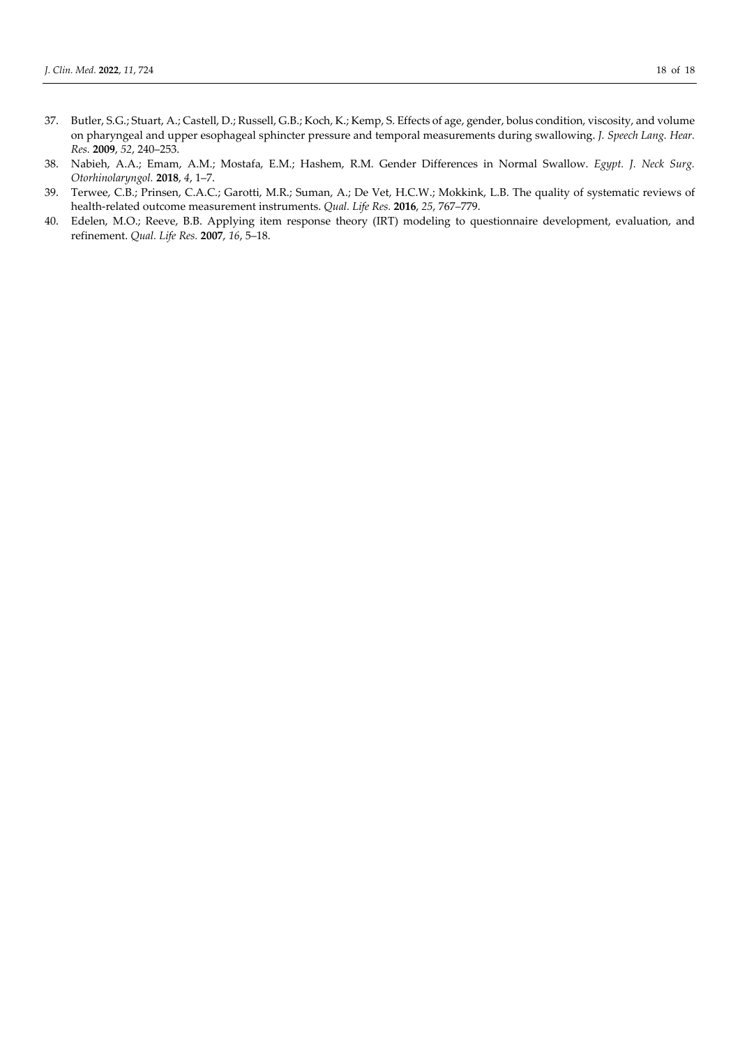37. Butler, S.G.; Stuart, A.; Castell, D.; Russell, G.B.; Koch, K.; Kemp, S. Effects of age, gender, bolus condition, viscosity, and volume on pharyngeal and upper esophageal sphincter pressure and temporal measurements during swallowing. *J. Speech Lang. Hear. Res.* **2009**, *52*, 240–253.
38. Nabieh, A.A.; Emam, A.M.; Mostafa, E.M.; Hashem, R.M. Gender Differences in Normal Swallow. *Egypt. J. Neck Surg. Otorhinolaryngol.* **2018**, *4*, 1–7.
39. Terwee, C.B.; Prinsen, C.A.C.; Garotti, M.R.; Suman, A.; De Vet, H.C.W.; Mokkink, L.B. The quality of systematic reviews of health-related outcome measurement instruments. *Qual. Life Res.* **2016**, *25*, 767–779.
40. Edelen, M.O.; Reeve, B.B. Applying item response theory (IRT) modeling to questionnaire development, evaluation, and refinement. *Qual. Life Res.* **2007**, *16*, 5–18.